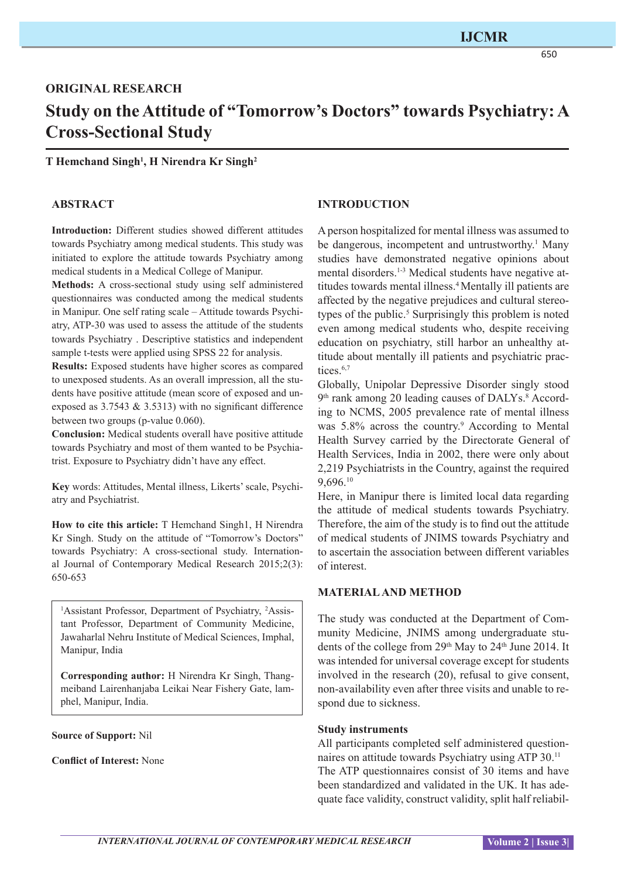**ORIGINAL RESEARCH**

# Study on the Attitude of "Tomorrow's Doctors" towards Psychiatry: A Cross-Sectional Study

**T Hemchand Singh[1], H Nirendra Kr Singh[2]**

## ABSTRACT

**Introduction:** Different studies showed different attitudes towards Psychiatry among medical students. This study was initiated to explore the attitude towards Psychiatry among medical students in a Medical College of Manipur.

**Methods:** A cross-sectional study using self administered questionnaires was conducted among the medical students in Manipur. One self rating scale – Attitude towards Psychiatry, ATP-30 was used to assess the attitude of the students towards Psychiatry . Descriptive statistics and independent sample t-tests were applied using SPSS 22 for analysis.

**Results:** Exposed students have higher scores as compared to unexposed students. As an overall impression, all the students have positive attitude (mean score of exposed and unexposed as 3.7543 & 3.5313) with no significant difference between two groups (p-value 0.060).

**Conclusion:** Medical students overall have positive attitude towards Psychiatry and most of them wanted to be Psychiatrist. Exposure to Psychiatry didn't have any effect.

**Key** words: Attitudes, Mental illness, Likerts' scale, Psychiatry and Psychiatrist.

**How to cite this article:** T Hemchand Singh1, H Nirendra Kr Singh. Study on the attitude of "Tomorrow's Doctors" towards Psychiatry: A cross-sectional study. International Journal of Contemporary Medical Research 2015;2(3): 650-653

[1]Assistant Professor, Department of Psychiatry, [2]Assistant Professor, Department of Community Medicine, Jawaharlal Nehru Institute of Medical Sciences, Imphal, Manipur, India

**Corresponding author:** H Nirendra Kr Singh, Thangmeiband Lairenhanjaba Leikai Near Fishery Gate, lamphel, Manipur, India.

**Source of Support:** Nil

**Conflict of Interest:** None

## INTRODUCTION

A person hospitalized for mental illness was assumed to be dangerous, incompetent and untrustworthy.[1] Many studies have demonstrated negative opinions about mental disorders.[1-3] Medical students have negative attitudes towards mental illness.[4] Mentally ill patients are affected by the negative prejudices and cultural stereotypes of the public.[5] Surprisingly this problem is noted even among medical students who, despite receiving education on psychiatry, still harbor an unhealthy attitude about mentally ill patients and psychiatric practices.[6,7]

Globally, Unipolar Depressive Disorder singly stood 9th rank among 20 leading causes of DALYs.[8] According to NCMS, 2005 prevalence rate of mental illness was 5.8% across the country.[9] According to Mental Health Survey carried by the Directorate General of Health Services, India in 2002, there were only about 2,219 Psychiatrists in the Country, against the required 9,696.[10]

Here, in Manipur there is limited local data regarding the attitude of medical students towards Psychiatry. Therefore, the aim of the study is to find out the attitude of medical students of JNIMS towards Psychiatry and to ascertain the association between different variables of interest.

## MATERIAL AND METHOD

The study was conducted at the Department of Community Medicine, JNIMS among undergraduate students of the college from 29th May to 24th June 2014. It was intended for universal coverage except for students involved in the research (20), refusal to give consent, non-availability even after three visits and unable to respond due to sickness.

### Study instruments

All participants completed self administered questionnaires on attitude towards Psychiatry using ATP 30.[11] The ATP questionnaires consist of 30 items and have been standardized and validated in the UK. It has adequate face validity, construct validity, split half reliabil-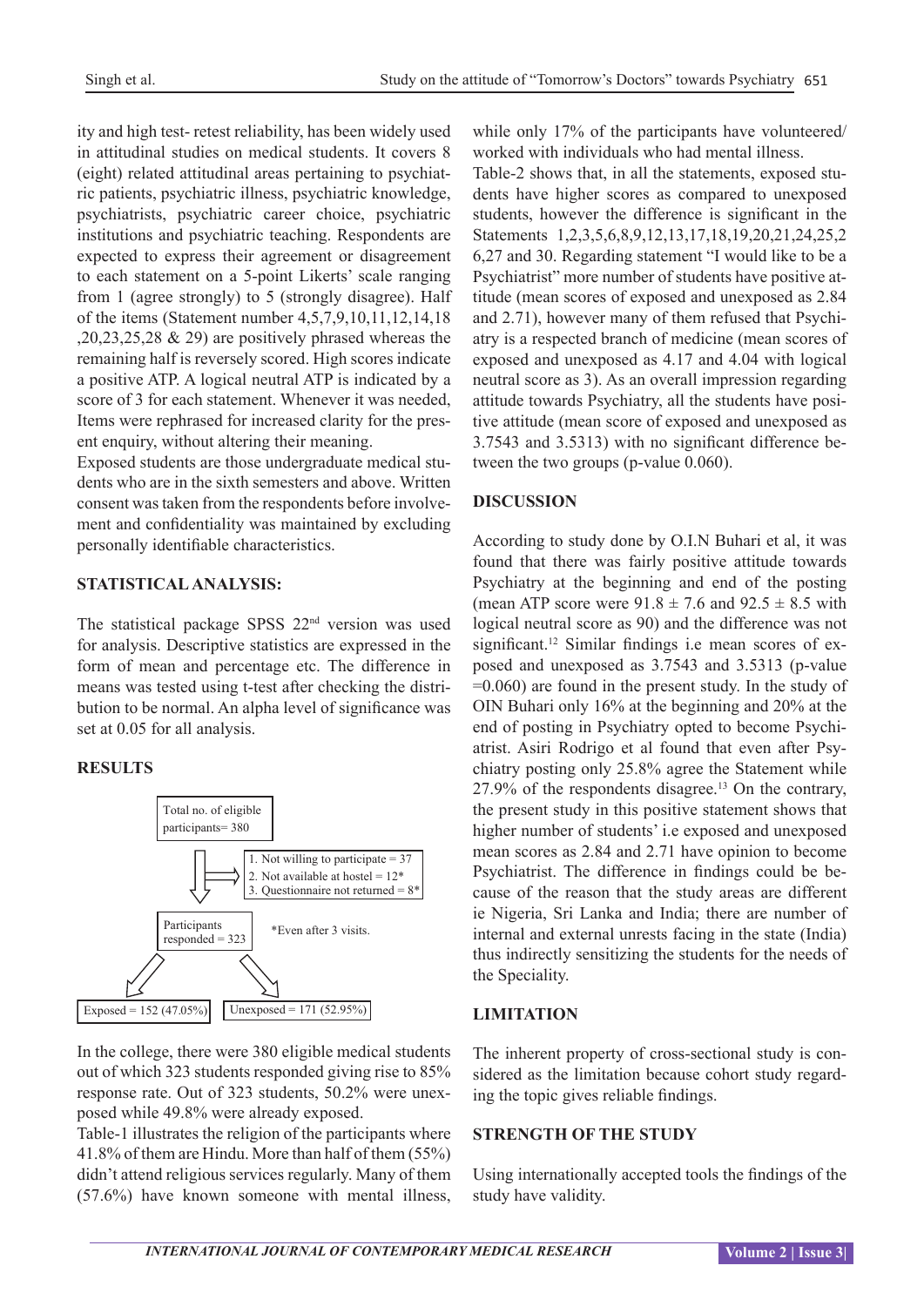ity and high test- retest reliability, has been widely used in attitudinal studies on medical students. It covers 8 (eight) related attitudinal areas pertaining to psychiatric patients, psychiatric illness, psychiatric knowledge, psychiatrists, psychiatric career choice, psychiatric institutions and psychiatric teaching. Respondents are expected to express their agreement or disagreement to each statement on a 5-point Likerts' scale ranging from 1 (agree strongly) to 5 (strongly disagree). Half of the items (Statement number 4,5,7,9,10,11,12,14,18 ,20,23,25,28 & 29) are positively phrased whereas the remaining half is reversely scored. High scores indicate a positive ATP. A logical neutral ATP is indicated by a score of 3 for each statement. Whenever it was needed, Items were rephrased for increased clarity for the present enquiry, without altering their meaning.

Exposed students are those undergraduate medical students who are in the sixth semesters and above. Written consent was taken from the respondents before involvement and confidentiality was maintained by excluding personally identifiable characteristics.

## STATISTICAL ANALYSIS:

The statistical package SPSS 22nd version was used for analysis. Descriptive statistics are expressed in the form of mean and percentage etc. The difference in means was tested using t-test after checking the distribution to be normal. An alpha level of significance was set at 0.05 for all analysis.

## RESULTS

Total no. of eligible participants= 380

1. Not willing to participate = 37
2. Not available at hostel = 12*
3. Questionnaire not returned = 8*

Participants responded = 323

*Even after 3 visits.

Exposed = 152 (47.05%)

Unexposed = 171 (52.95%)

In the college, there were 380 eligible medical students out of which 323 students responded giving rise to 85% response rate. Out of 323 students, 50.2% were unexposed while 49.8% were already exposed.

Table-1 illustrates the religion of the participants where 41.8% of them are Hindu. More than half of them (55%) didn't attend religious services regularly. Many of them (57.6%) have known someone with mental illness, while only 17% of the participants have volunteered/ worked with individuals who had mental illness.

Table-2 shows that, in all the statements, exposed students have higher scores as compared to unexposed students, however the difference is significant in the Statements 1,2,3,5,6,8,9,12,13,17,18,19,20,21,24,25,26,27 and 30. Regarding statement "I would like to be a Psychiatrist" more number of students have positive attitude (mean scores of exposed and unexposed as 2.84 and 2.71), however many of them refused that Psychiatry is a respected branch of medicine (mean scores of exposed and unexposed as 4.17 and 4.04 with logical neutral score as 3). As an overall impression regarding attitude towards Psychiatry, all the students have positive attitude (mean score of exposed and unexposed as 3.7543 and 3.5313) with no significant difference between the two groups (p-value 0.060).

## DISCUSSION

According to study done by O.I.N Buhari et al, it was found that there was fairly positive attitude towards Psychiatry at the beginning and end of the posting (mean ATP score were $91.8 \pm 7.6$ and $92.5 \pm 8.5$ with logical neutral score as 90) and the difference was not significant.[12] Similar findings i.e mean scores of exposed and unexposed as 3.7543 and 3.5313 (p-value =0.060) are found in the present study. In the study of OIN Buhari only 16% at the beginning and 20% at the end of posting in Psychiatry opted to become Psychiatrist. Asiri Rodrigo et al found that even after Psychiatry posting only 25.8% agree the Statement while 27.9% of the respondents disagree.[13] On the contrary, the present study in this positive statement shows that higher number of students' i.e exposed and unexposed mean scores as 2.84 and 2.71 have opinion to become Psychiatrist. The difference in findings could be because of the reason that the study areas are different ie Nigeria, Sri Lanka and India; there are number of internal and external unrests facing in the state (India) thus indirectly sensitizing the students for the needs of the Speciality.

## LIMITATION

The inherent property of cross-sectional study is considered as the limitation because cohort study regarding the topic gives reliable findings.

## STRENGTH OF THE STUDY

Using internationally accepted tools the findings of the study have validity.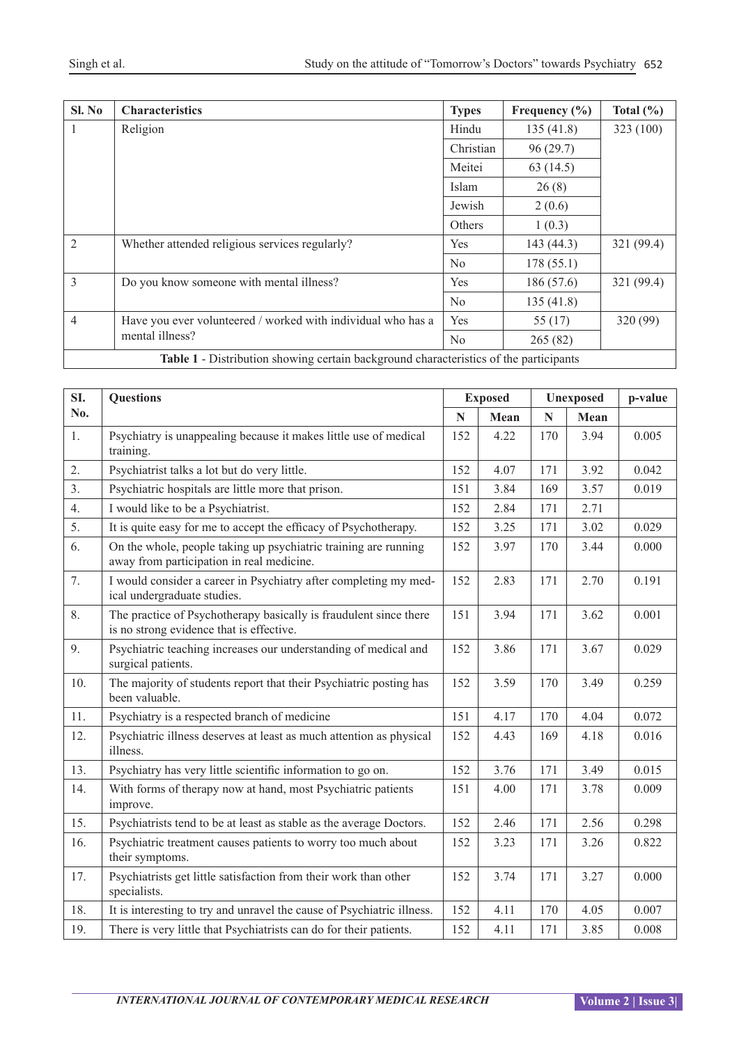| Sl. No | Characteristics | Types | Frequency (%) | Total (%) |
|---|---|---|---|---|
| 1 | Religion | Hindu | 135 (41.8) | 323 (100) |
| | | Christian | 96 (29.7) | |
| | | Meitei | 63 (14.5) | |
| | | Islam | 26 (8) | |
| | | Jewish | 2 (0.6) | |
| | | Others | 1 (0.3) | |
| 2 | Whether attended religious services regularly? | Yes | 143 (44.3) | 321 (99.4) |
| | | No | 178 (55.1) | |
| 3 | Do you know someone with mental illness? | Yes | 186 (57.6) | 321 (99.4) |
| | | No | 135 (41.8) | |
| 4 | Have you ever volunteered / worked with individual who has a mental illness? | Yes | 55 (17) | 320 (99) |
| | | No | 265 (82) | |

**Table 1** - Distribution showing certain background characteristics of the participants

| SI. No. | Questions | Exposed | | Unexposed | | p-value |
|---|---|---|---|---|---|---|
| | | N | Mean | N | Mean | |
| 1. | Psychiatry is unappealing because it makes little use of medical training. | 152 | 4.22 | 170 | 3.94 | 0.005 |
| 2. | Psychiatrist talks a lot but do very little. | 152 | 4.07 | 171 | 3.92 | 0.042 |
| 3. | Psychiatric hospitals are little more that prison. | 151 | 3.84 | 169 | 3.57 | 0.019 |
| 4. | I would like to be a Psychiatrist. | 152 | 2.84 | 171 | 2.71 | |
| 5. | It is quite easy for me to accept the efficacy of Psychotherapy. | 152 | 3.25 | 171 | 3.02 | 0.029 |
| 6. | On the whole, people taking up psychiatric training are running away from participation in real medicine. | 152 | 3.97 | 170 | 3.44 | 0.000 |
| 7. | I would consider a career in Psychiatry after completing my medical undergraduate studies. | 152 | 2.83 | 171 | 2.70 | 0.191 |
| 8. | The practice of Psychotherapy basically is fraudulent since there is no strong evidence that is effective. | 151 | 3.94 | 171 | 3.62 | 0.001 |
| 9. | Psychiatric teaching increases our understanding of medical and surgical patients. | 152 | 3.86 | 171 | 3.67 | 0.029 |
| 10. | The majority of students report that their Psychiatric posting has been valuable. | 152 | 3.59 | 170 | 3.49 | 0.259 |
| 11. | Psychiatry is a respected branch of medicine | 151 | 4.17 | 170 | 4.04 | 0.072 |
| 12. | Psychiatric illness deserves at least as much attention as physical illness. | 152 | 4.43 | 169 | 4.18 | 0.016 |
| 13. | Psychiatry has very little scientific information to go on. | 152 | 3.76 | 171 | 3.49 | 0.015 |
| 14. | With forms of therapy now at hand, most Psychiatric patients improve. | 151 | 4.00 | 171 | 3.78 | 0.009 |
| 15. | Psychiatrists tend to be at least as stable as the average Doctors. | 152 | 2.46 | 171 | 2.56 | 0.298 |
| 16. | Psychiatric treatment causes patients to worry too much about their symptoms. | 152 | 3.23 | 171 | 3.26 | 0.822 |
| 17. | Psychiatrists get little satisfaction from their work than other specialists. | 152 | 3.74 | 171 | 3.27 | 0.000 |
| 18. | It is interesting to try and unravel the cause of Psychiatric illness. | 152 | 4.11 | 170 | 4.05 | 0.007 |
| 19. | There is very little that Psychiatrists can do for their patients. | 152 | 4.11 | 171 | 3.85 | 0.008 |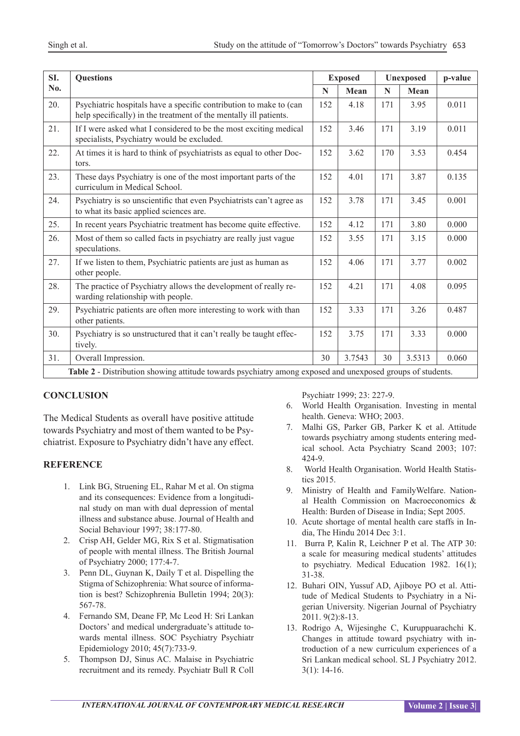| SI. No. | Questions | Exposed | | Unexposed | | p-value |
|---|---|---|---|---|---|---|
| | | N | Mean | N | Mean | |
| 20. | Psychiatric hospitals have a specific contribution to make to (can help specifically) in the treatment of the mentally ill patients. | 152 | 4.18 | 171 | 3.95 | 0.011 |
| 21. | If I were asked what I considered to be the most exciting medical specialists, Psychiatry would be excluded. | 152 | 3.46 | 171 | 3.19 | 0.011 |
| 22. | At times it is hard to think of psychiatrists as equal to other Doctors. | 152 | 3.62 | 170 | 3.53 | 0.454 |
| 23. | These days Psychiatry is one of the most important parts of the curriculum in Medical School. | 152 | 4.01 | 171 | 3.87 | 0.135 |
| 24. | Psychiatry is so unscientific that even Psychiatrists can't agree as to what its basic applied sciences are. | 152 | 3.78 | 171 | 3.45 | 0.001 |
| 25. | In recent years Psychiatric treatment has become quite effective. | 152 | 4.12 | 171 | 3.80 | 0.000 |
| 26. | Most of them so called facts in psychiatry are really just vague speculations. | 152 | 3.55 | 171 | 3.15 | 0.000 |
| 27. | If we listen to them, Psychiatric patients are just as human as other people. | 152 | 4.06 | 171 | 3.77 | 0.002 |
| 28. | The practice of Psychiatry allows the development of really rewarding relationship with people. | 152 | 4.21 | 171 | 4.08 | 0.095 |
| 29. | Psychiatric patients are often more interesting to work with than other patients. | 152 | 3.33 | 171 | 3.26 | 0.487 |
| 30. | Psychiatry is so unstructured that it can't really be taught effectively. | 152 | 3.75 | 171 | 3.33 | 0.000 |
| 31. | Overall Impression. | 30 | 3.7543 | 30 | 3.5313 | 0.060 |

**Table 2** - Distribution showing attitude towards psychiatry among exposed and unexposed groups of students.

## CONCLUSION

The Medical Students as overall have positive attitude towards Psychiatry and most of them wanted to be Psychiatrist. Exposure to Psychiatry didn't have any effect.

## REFERENCE

1. Link BG, Struening EL, Rahar M et al. On stigma and its consequences: Evidence from a longitudinal study on man with dual depression of mental illness and substance abuse. Journal of Health and Social Behaviour 1997; 38:177-80.
2. Crisp AH, Gelder MG, Rix S et al. Stigmatisation of people with mental illness. The British Journal of Psychiatry 2000; 177:4-7.
3. Penn DL, Guynan K, Daily T et al. Dispelling the Stigma of Schizophrenia: What source of information is best? Schizophrenia Bulletin 1994; 20(3): 567-78.
4. Fernando SM, Deane FP, Mc Leod H: Sri Lankan Doctors' and medical undergraduate's attitude towards mental illness. SOC Psychiatry Psychiatr Epidemiology 2010; 45(7):733-9.
5. Thompson DJ, Sinus AC. Malaise in Psychiatric recruitment and its remedy. Psychiatr Bull R Coll Psychiatr 1999; 23: 227-9.
6. World Health Organisation. Investing in mental health. Geneva: WHO; 2003.
7. Malhi GS, Parker GB, Parker K et al. Attitude towards psychiatry among students entering medical school. Acta Psychiatry Scand 2003; 107: 424-9.
8. World Health Organisation. World Health Statistics 2015.
9. Ministry of Health and FamilyWelfare. National Health Commission on Macroeconomics & Health: Burden of Disease in India; Sept 2005.
10. Acute shortage of mental health care staffs in India, The Hindu 2014 Dec 3:1.
11. Burra P, Kalin R, Leichner P et al. The ATP 30: a scale for measuring medical students' attitudes to psychiatry. Medical Education 1982. 16(1); 31-38.
12. Buhari OIN, Yussuf AD, Ajiboye PO et al. Attitude of Medical Students to Psychiatry in a Nigerian University. Nigerian Journal of Psychiatry 2011. 9(2):8-13.
13. Rodrigo A, Wijesinghe C, Kuruppuarachchi K. Changes in attitude toward psychiatry with introduction of a new curriculum experiences of a Sri Lankan medical school. SL J Psychiatry 2012. 3(1): 14-16.